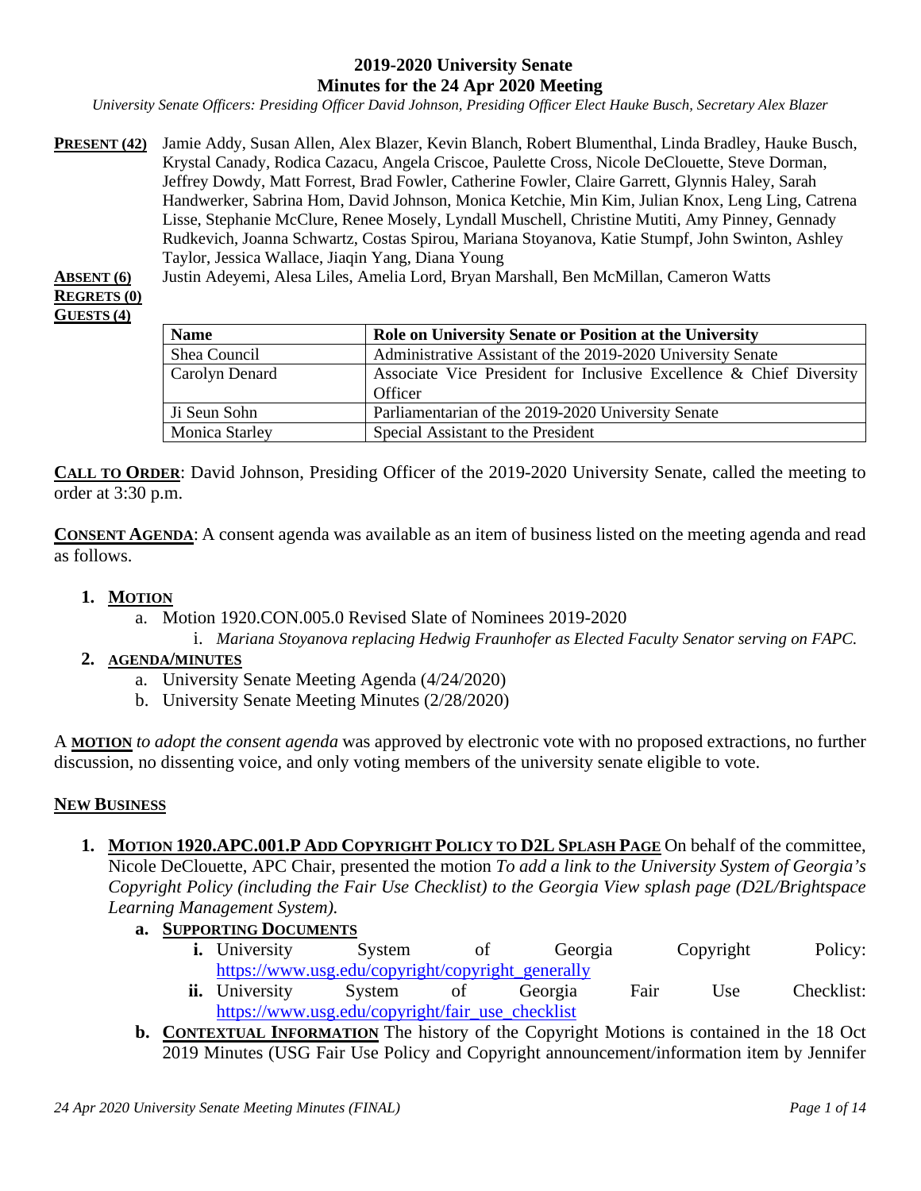# 2019-2020 University Senate
# Minutes for the 24 Apr 2020 Meeting

*University Senate Officers: Presiding Officer David Johnson, Presiding Officer Elect Hauke Busch, Secretary Alex Blazer*

**PRESENT (42)** Jamie Addy, Susan Allen, Alex Blazer, Kevin Blanch, Robert Blumenthal, Linda Bradley, Hauke Busch, Krystal Canady, Rodica Cazacu, Angela Criscoe, Paulette Cross, Nicole DeClouette, Steve Dorman, Jeffrey Dowdy, Matt Forrest, Brad Fowler, Catherine Fowler, Claire Garrett, Glynnis Haley, Sarah Handwerker, Sabrina Hom, David Johnson, Monica Ketchie, Min Kim, Julian Knox, Leng Ling, Catrena Lisse, Stephanie McClure, Renee Mosely, Lyndall Muschell, Christine Mutiti, Amy Pinney, Gennady Rudkevich, Joanna Schwartz, Costas Spirou, Mariana Stoyanova, Katie Stumpf, John Swinton, Ashley Taylor, Jessica Wallace, Jiaqin Yang, Diana Young

**ABSENT (6)** Justin Adeyemi, Alesa Liles, Amelia Lord, Bryan Marshall, Ben McMillan, Cameron Watts

**REGRETS (0)**

**GUESTS (4)**

| Name | Role on University Senate or Position at the University |
|---|---|
| Shea Council | Administrative Assistant of the 2019-2020 University Senate |
| Carolyn Denard | Associate Vice President for Inclusive Excellence & Chief Diversity Officer |
| Ji Seun Sohn | Parliamentarian of the 2019-2020 University Senate |
| Monica Starley | Special Assistant to the President |

**CALL TO ORDER**: David Johnson, Presiding Officer of the 2019-2020 University Senate, called the meeting to order at 3:30 p.m.

**CONSENT AGENDA**: A consent agenda was available as an item of business listed on the meeting agenda and read as follows.

1. **MOTION**
   a. Motion 1920.CON.005.0 Revised Slate of Nominees 2019-2020
      i. *Mariana Stoyanova replacing Hedwig Fraunhofer as Elected Faculty Senator serving on FAPC.*
2. **AGENDA/MINUTES**
   a. University Senate Meeting Agenda (4/24/2020)
   b. University Senate Meeting Minutes (2/28/2020)

A **MOTION** *to adopt the consent agenda* was approved by electronic vote with no proposed extractions, no further discussion, no dissenting voice, and only voting members of the university senate eligible to vote.

**NEW BUSINESS**

1. **MOTION 1920.APC.001.P ADD COPYRIGHT POLICY TO D2L SPLASH PAGE** On behalf of the committee, Nicole DeClouette, APC Chair, presented the motion *To add a link to the University System of Georgia's Copyright Policy (including the Fair Use Checklist) to the Georgia View splash page (D2L/Brightspace Learning Management System).*
   a. **SUPPORTING DOCUMENTS**
      i. University System of Georgia Copyright Policy: https://www.usg.edu/copyright/copyright_generally
      ii. University System of Georgia Fair Use Checklist: https://www.usg.edu/copyright/fair_use_checklist
   b. **CONTEXTUAL INFORMATION** The history of the Copyright Motions is contained in the 18 Oct 2019 Minutes (USG Fair Use Policy and Copyright announcement/information item by Jennifer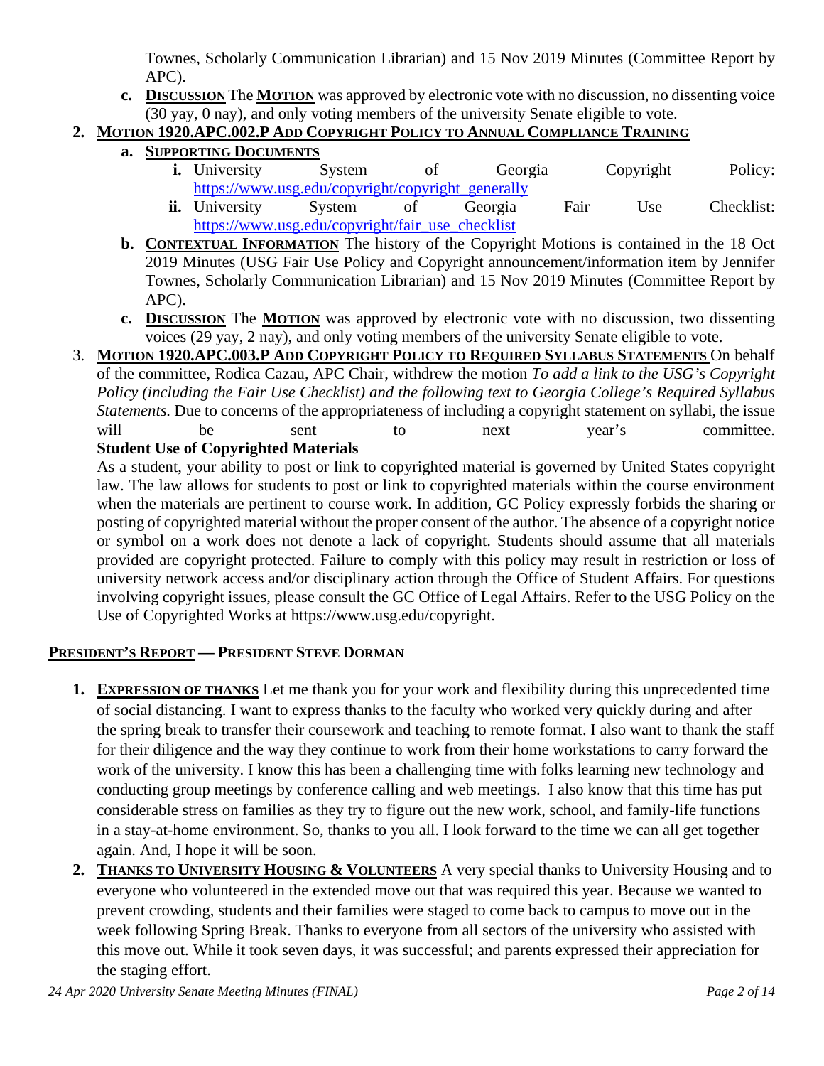Townes, Scholarly Communication Librarian) and 15 Nov 2019 Minutes (Committee Report by APC).

c. **DISCUSSION** The **MOTION** was approved by electronic vote with no discussion, no dissenting voice (30 yay, 0 nay), and only voting members of the university Senate eligible to vote.

2. **MOTION 1920.APC.002.P ADD COPYRIGHT POLICY TO ANNUAL COMPLIANCE TRAINING**
   a. **SUPPORTING DOCUMENTS**
      i. University System of Georgia Copyright Policy: https://www.usg.edu/copyright/copyright_generally
      ii. University System of Georgia Fair Use Checklist: https://www.usg.edu/copyright/fair_use_checklist
   b. **CONTEXTUAL INFORMATION** The history of the Copyright Motions is contained in the 18 Oct 2019 Minutes (USG Fair Use Policy and Copyright announcement/information item by Jennifer Townes, Scholarly Communication Librarian) and 15 Nov 2019 Minutes (Committee Report by APC).
   c. **DISCUSSION** The **MOTION** was approved by electronic vote with no discussion, two dissenting voices (29 yay, 2 nay), and only voting members of the university Senate eligible to vote.

3. **MOTION 1920.APC.003.P ADD COPYRIGHT POLICY TO REQUIRED SYLLABUS STATEMENTS** On behalf of the committee, Rodica Cazau, APC Chair, withdrew the motion *To add a link to the USG's Copyright Policy (including the Fair Use Checklist) and the following text to Georgia College's Required Syllabus Statements.* Due to concerns of the appropriateness of including a copyright statement on syllabi, the issue will be sent to next year's committee.

   **Student Use of Copyrighted Materials**

   As a student, your ability to post or link to copyrighted material is governed by United States copyright law. The law allows for students to post or link to copyrighted materials within the course environment when the materials are pertinent to course work. In addition, GC Policy expressly forbids the sharing or posting of copyrighted material without the proper consent of the author. The absence of a copyright notice or symbol on a work does not denote a lack of copyright. Students should assume that all materials provided are copyright protected. Failure to comply with this policy may result in restriction or loss of university network access and/or disciplinary action through the Office of Student Affairs. For questions involving copyright issues, please consult the GC Office of Legal Affairs. Refer to the USG Policy on the Use of Copyrighted Works at https://www.usg.edu/copyright.

## PRESIDENT'S REPORT — PRESIDENT STEVE DORMAN

1. **EXPRESSION OF THANKS** Let me thank you for your work and flexibility during this unprecedented time of social distancing. I want to express thanks to the faculty who worked very quickly during and after the spring break to transfer their coursework and teaching to remote format. I also want to thank the staff for their diligence and the way they continue to work from their home workstations to carry forward the work of the university. I know this has been a challenging time with folks learning new technology and conducting group meetings by conference calling and web meetings. I also know that this time has put considerable stress on families as they try to figure out the new work, school, and family-life functions in a stay-at-home environment. So, thanks to you all. I look forward to the time we can all get together again. And, I hope it will be soon.

2. **THANKS TO UNIVERSITY HOUSING & VOLUNTEERS** A very special thanks to University Housing and to everyone who volunteered in the extended move out that was required this year. Because we wanted to prevent crowding, students and their families were staged to come back to campus to move out in the week following Spring Break. Thanks to everyone from all sectors of the university who assisted with this move out. While it took seven days, it was successful; and parents expressed their appreciation for the staging effort.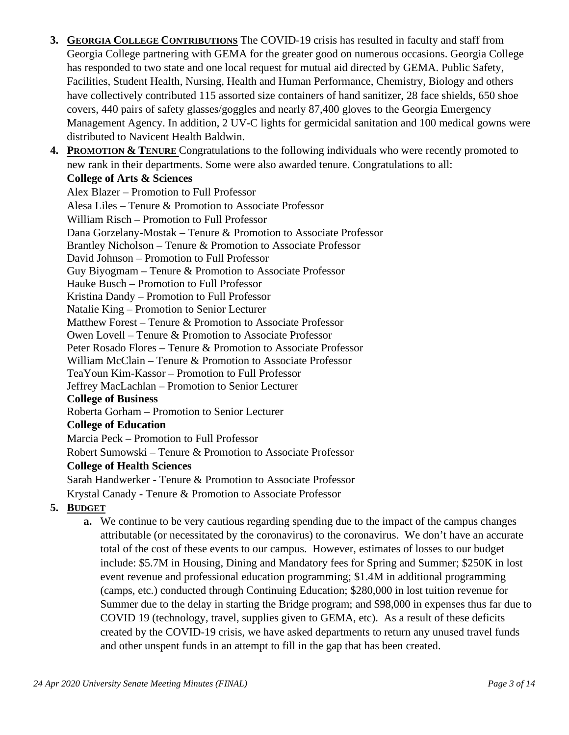3. **GEORGIA COLLEGE CONTRIBUTIONS** The COVID-19 crisis has resulted in faculty and staff from Georgia College partnering with GEMA for the greater good on numerous occasions. Georgia College has responded to two state and one local request for mutual aid directed by GEMA. Public Safety, Facilities, Student Health, Nursing, Health and Human Performance, Chemistry, Biology and others have collectively contributed 115 assorted size containers of hand sanitizer, 28 face shields, 650 shoe covers, 440 pairs of safety glasses/goggles and nearly 87,400 gloves to the Georgia Emergency Management Agency. In addition, 2 UV-C lights for germicidal sanitation and 100 medical gowns were distributed to Navicent Health Baldwin.

4. **PROMOTION & TENURE** Congratulations to the following individuals who were recently promoted to new rank in their departments. Some were also awarded tenure. Congratulations to all:

   **College of Arts & Sciences**
   Alex Blazer – Promotion to Full Professor
   Alesa Liles – Tenure & Promotion to Associate Professor
   William Risch – Promotion to Full Professor
   Dana Gorzelany-Mostak – Tenure & Promotion to Associate Professor
   Brantley Nicholson – Tenure & Promotion to Associate Professor
   David Johnson – Promotion to Full Professor
   Guy Biyogmam – Tenure & Promotion to Associate Professor
   Hauke Busch – Promotion to Full Professor
   Kristina Dandy – Promotion to Full Professor
   Natalie King – Promotion to Senior Lecturer
   Matthew Forest – Tenure & Promotion to Associate Professor
   Owen Lovell – Tenure & Promotion to Associate Professor
   Peter Rosado Flores – Tenure & Promotion to Associate Professor
   William McClain – Tenure & Promotion to Associate Professor
   TeaYoun Kim-Kassor – Promotion to Full Professor
   Jeffrey MacLachlan – Promotion to Senior Lecturer

   **College of Business**
   Roberta Gorham – Promotion to Senior Lecturer

   **College of Education**
   Marcia Peck – Promotion to Full Professor
   Robert Sumowski – Tenure & Promotion to Associate Professor

   **College of Health Sciences**
   Sarah Handwerker - Tenure & Promotion to Associate Professor
   Krystal Canady - Tenure & Promotion to Associate Professor

5. **BUDGET**
   a. We continue to be very cautious regarding spending due to the impact of the campus changes attributable (or necessitated by the coronavirus) to the coronavirus. We don't have an accurate total of the cost of these events to our campus. However, estimates of losses to our budget include: $5.7M in Housing, Dining and Mandatory fees for Spring and Summer; $250K in lost event revenue and professional education programming; $1.4M in additional programming (camps, etc.) conducted through Continuing Education; $280,000 in lost tuition revenue for Summer due to the delay in starting the Bridge program; and $98,000 in expenses thus far due to COVID 19 (technology, travel, supplies given to GEMA, etc). As a result of these deficits created by the COVID-19 crisis, we have asked departments to return any unused travel funds and other unspent funds in an attempt to fill in the gap that has been created.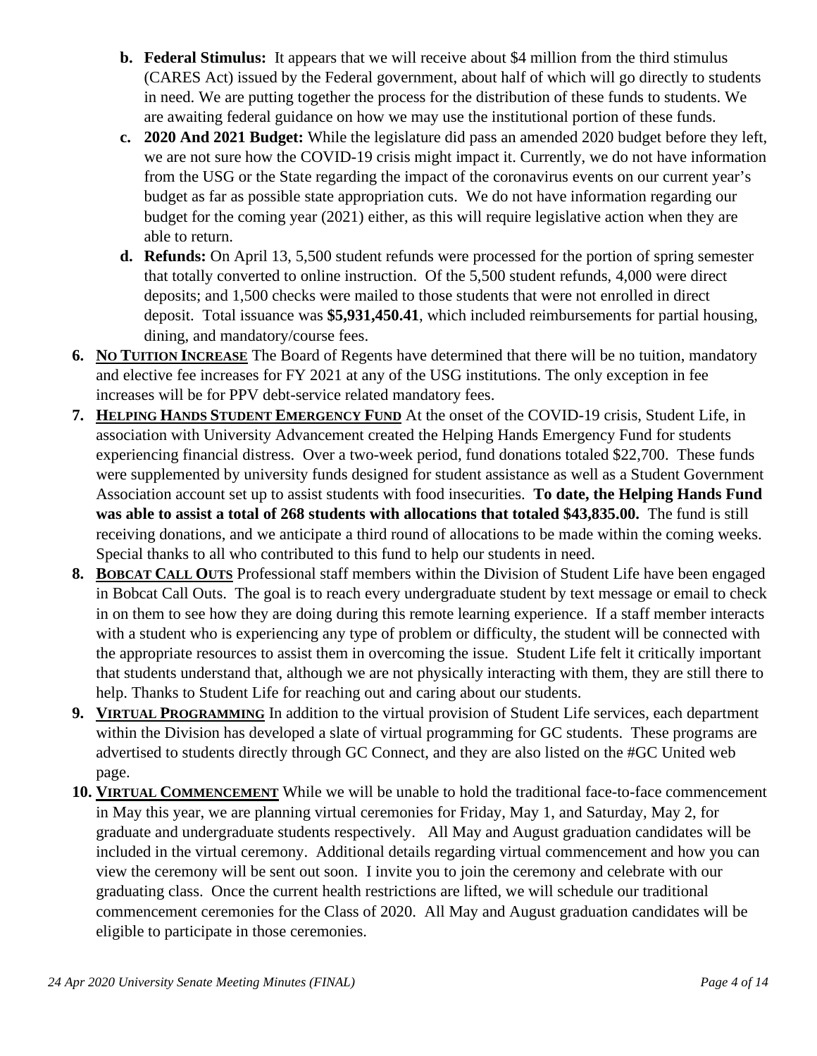b. **Federal Stimulus:** It appears that we will receive about $4 million from the third stimulus (CARES Act) issued by the Federal government, about half of which will go directly to students in need. We are putting together the process for the distribution of these funds to students. We are awaiting federal guidance on how we may use the institutional portion of these funds.
   c. **2020 And 2021 Budget:** While the legislature did pass an amended 2020 budget before they left, we are not sure how the COVID-19 crisis might impact it. Currently, we do not have information from the USG or the State regarding the impact of the coronavirus events on our current year's budget as far as possible state appropriation cuts. We do not have information regarding our budget for the coming year (2021) either, as this will require legislative action when they are able to return.
   d. **Refunds:** On April 13, 5,500 student refunds were processed for the portion of spring semester that totally converted to online instruction. Of the 5,500 student refunds, 4,000 were direct deposits; and 1,500 checks were mailed to those students that were not enrolled in direct deposit. Total issuance was **$5,931,450.41**, which included reimbursements for partial housing, dining, and mandatory/course fees.

6. **NO TUITION INCREASE** The Board of Regents have determined that there will be no tuition, mandatory and elective fee increases for FY 2021 at any of the USG institutions. The only exception in fee increases will be for PPV debt-service related mandatory fees.
7. **HELPING HANDS STUDENT EMERGENCY FUND** At the onset of the COVID-19 crisis, Student Life, in association with University Advancement created the Helping Hands Emergency Fund for students experiencing financial distress. Over a two-week period, fund donations totaled $22,700. These funds were supplemented by university funds designed for student assistance as well as a Student Government Association account set up to assist students with food insecurities. **To date, the Helping Hands Fund was able to assist a total of 268 students with allocations that totaled $43,835.00.** The fund is still receiving donations, and we anticipate a third round of allocations to be made within the coming weeks. Special thanks to all who contributed to this fund to help our students in need.
8. **BOBCAT CALL OUTS** Professional staff members within the Division of Student Life have been engaged in Bobcat Call Outs. The goal is to reach every undergraduate student by text message or email to check in on them to see how they are doing during this remote learning experience. If a staff member interacts with a student who is experiencing any type of problem or difficulty, the student will be connected with the appropriate resources to assist them in overcoming the issue. Student Life felt it critically important that students understand that, although we are not physically interacting with them, they are still there to help. Thanks to Student Life for reaching out and caring about our students.
9. **VIRTUAL PROGRAMMING** In addition to the virtual provision of Student Life services, each department within the Division has developed a slate of virtual programming for GC students. These programs are advertised to students directly through GC Connect, and they are also listed on the #GC United web page.
10. **VIRTUAL COMMENCEMENT** While we will be unable to hold the traditional face-to-face commencement in May this year, we are planning virtual ceremonies for Friday, May 1, and Saturday, May 2, for graduate and undergraduate students respectively. All May and August graduation candidates will be included in the virtual ceremony. Additional details regarding virtual commencement and how you can view the ceremony will be sent out soon. I invite you to join the ceremony and celebrate with our graduating class. Once the current health restrictions are lifted, we will schedule our traditional commencement ceremonies for the Class of 2020. All May and August graduation candidates will be eligible to participate in those ceremonies.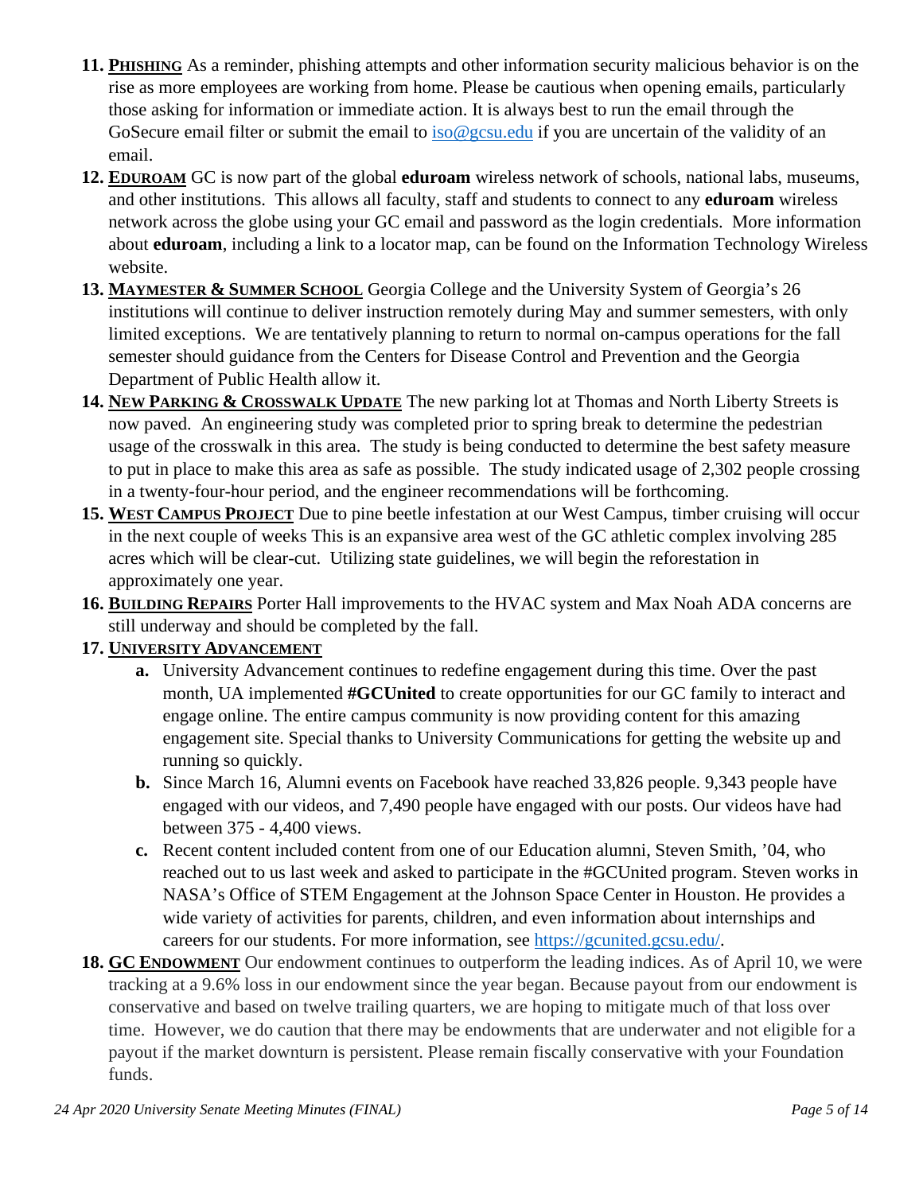11. **PHISHING** As a reminder, phishing attempts and other information security malicious behavior is on the rise as more employees are working from home. Please be cautious when opening emails, particularly those asking for information or immediate action. It is always best to run the email through the GoSecure email filter or submit the email to iso@gcsu.edu if you are uncertain of the validity of an email.
12. **EDUROAM** GC is now part of the global **eduroam** wireless network of schools, national labs, museums, and other institutions. This allows all faculty, staff and students to connect to any **eduroam** wireless network across the globe using your GC email and password as the login credentials. More information about **eduroam**, including a link to a locator map, can be found on the Information Technology Wireless website.
13. **MAYMESTER & SUMMER SCHOOL** Georgia College and the University System of Georgia's 26 institutions will continue to deliver instruction remotely during May and summer semesters, with only limited exceptions. We are tentatively planning to return to normal on-campus operations for the fall semester should guidance from the Centers for Disease Control and Prevention and the Georgia Department of Public Health allow it.
14. **NEW PARKING & CROSSWALK UPDATE** The new parking lot at Thomas and North Liberty Streets is now paved. An engineering study was completed prior to spring break to determine the pedestrian usage of the crosswalk in this area. The study is being conducted to determine the best safety measure to put in place to make this area as safe as possible. The study indicated usage of 2,302 people crossing in a twenty-four-hour period, and the engineer recommendations will be forthcoming.
15. **WEST CAMPUS PROJECT** Due to pine beetle infestation at our West Campus, timber cruising will occur in the next couple of weeks This is an expansive area west of the GC athletic complex involving 285 acres which will be clear-cut. Utilizing state guidelines, we will begin the reforestation in approximately one year.
16. **BUILDING REPAIRS** Porter Hall improvements to the HVAC system and Max Noah ADA concerns are still underway and should be completed by the fall.
17. **UNIVERSITY ADVANCEMENT**
    a. University Advancement continues to redefine engagement during this time. Over the past month, UA implemented **#GCUnited** to create opportunities for our GC family to interact and engage online. The entire campus community is now providing content for this amazing engagement site. Special thanks to University Communications for getting the website up and running so quickly.
    b. Since March 16, Alumni events on Facebook have reached 33,826 people. 9,343 people have engaged with our videos, and 7,490 people have engaged with our posts. Our videos have had between 375 - 4,400 views.
    c. Recent content included content from one of our Education alumni, Steven Smith, '04, who reached out to us last week and asked to participate in the #GCUnited program. Steven works in NASA's Office of STEM Engagement at the Johnson Space Center in Houston. He provides a wide variety of activities for parents, children, and even information about internships and careers for our students. For more information, see https://gcunited.gcsu.edu/.
18. **GC ENDOWMENT** Our endowment continues to outperform the leading indices. As of April 10, we were tracking at a 9.6% loss in our endowment since the year began. Because payout from our endowment is conservative and based on twelve trailing quarters, we are hoping to mitigate much of that loss over time. However, we do caution that there may be endowments that are underwater and not eligible for a payout if the market downturn is persistent. Please remain fiscally conservative with your Foundation funds.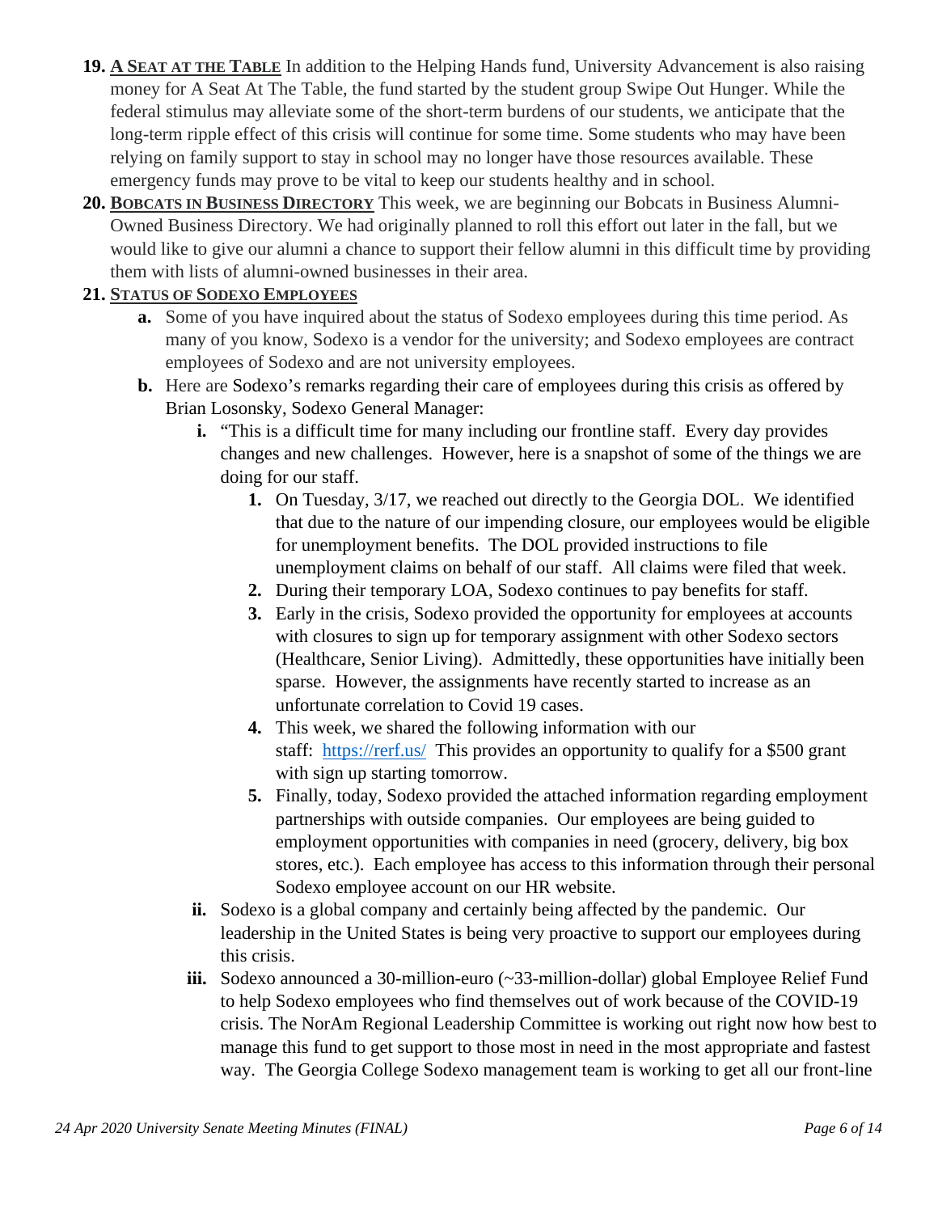19. **A SEAT AT THE TABLE** In addition to the Helping Hands fund, University Advancement is also raising money for A Seat At The Table, the fund started by the student group Swipe Out Hunger. While the federal stimulus may alleviate some of the short-term burdens of our students, we anticipate that the long-term ripple effect of this crisis will continue for some time. Some students who may have been relying on family support to stay in school may no longer have those resources available. These emergency funds may prove to be vital to keep our students healthy and in school.

20. **BOBCATS IN BUSINESS DIRECTORY** This week, we are beginning our Bobcats in Business Alumni-Owned Business Directory. We had originally planned to roll this effort out later in the fall, but we would like to give our alumni a chance to support their fellow alumni in this difficult time by providing them with lists of alumni-owned businesses in their area.

21. **STATUS OF SODEXO EMPLOYEES**
    a. Some of you have inquired about the status of Sodexo employees during this time period. As many of you know, Sodexo is a vendor for the university; and Sodexo employees are contract employees of Sodexo and are not university employees.
    b. Here are Sodexo's remarks regarding their care of employees during this crisis as offered by Brian Losonsky, Sodexo General Manager:
        i. "This is a difficult time for many including our frontline staff. Every day provides changes and new challenges. However, here is a snapshot of some of the things we are doing for our staff.
            1. On Tuesday, 3/17, we reached out directly to the Georgia DOL. We identified that due to the nature of our impending closure, our employees would be eligible for unemployment benefits. The DOL provided instructions to file unemployment claims on behalf of our staff. All claims were filed that week.
            2. During their temporary LOA, Sodexo continues to pay benefits for staff.
            3. Early in the crisis, Sodexo provided the opportunity for employees at accounts with closures to sign up for temporary assignment with other Sodexo sectors (Healthcare, Senior Living). Admittedly, these opportunities have initially been sparse. However, the assignments have recently started to increase as an unfortunate correlation to Covid 19 cases.
            4. This week, we shared the following information with our staff: [https://rerf.us/](https://rerf.us/) This provides an opportunity to qualify for a $500 grant with sign up starting tomorrow.
            5. Finally, today, Sodexo provided the attached information regarding employment partnerships with outside companies. Our employees are being guided to employment opportunities with companies in need (grocery, delivery, big box stores, etc.). Each employee has access to this information through their personal Sodexo employee account on our HR website.
        ii. Sodexo is a global company and certainly being affected by the pandemic. Our leadership in the United States is being very proactive to support our employees during this crisis.
        iii. Sodexo announced a 30-million-euro (~33-million-dollar) global Employee Relief Fund to help Sodexo employees who find themselves out of work because of the COVID-19 crisis. The NorAm Regional Leadership Committee is working out right now how best to manage this fund to get support to those most in need in the most appropriate and fastest way. The Georgia College Sodexo management team is working to get all our front-line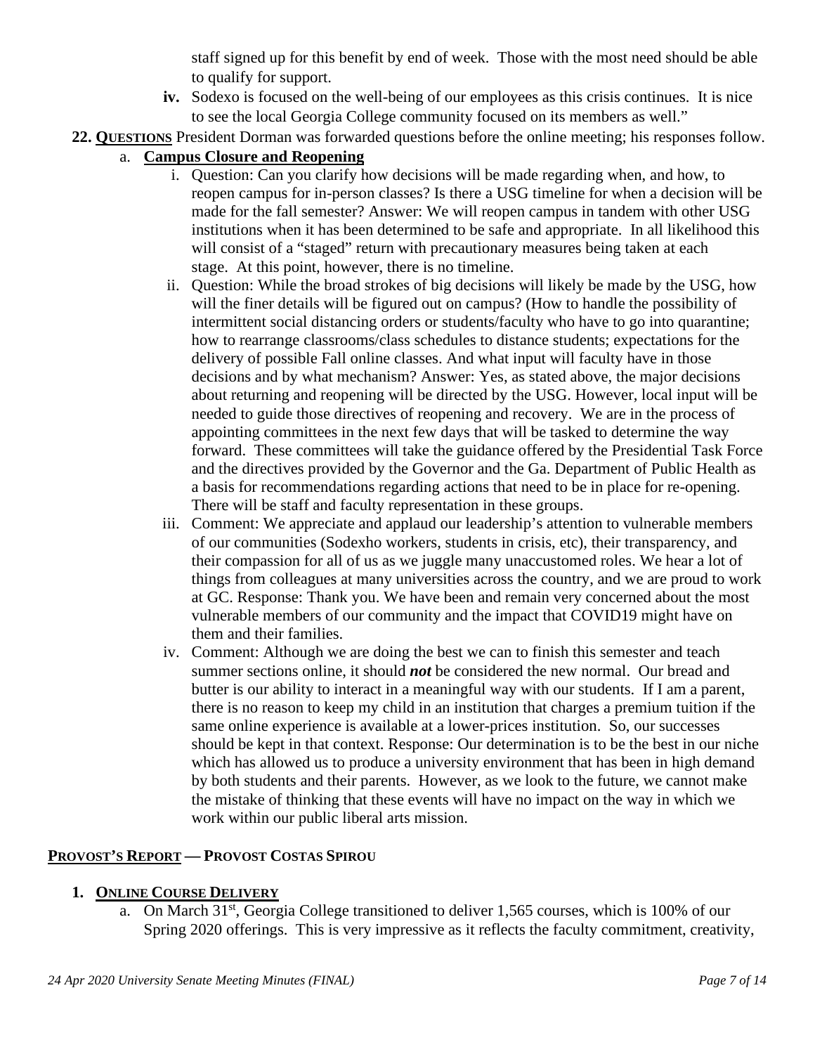staff signed up for this benefit by end of week. Those with the most need should be able to qualify for support.

iv. Sodexo is focused on the well-being of our employees as this crisis continues. It is nice to see the local Georgia College community focused on its members as well."

**22. QUESTIONS** President Dorman was forwarded questions before the online meeting; his responses follow.

a. **Campus Closure and Reopening**

i. Question: Can you clarify how decisions will be made regarding when, and how, to reopen campus for in-person classes? Is there a USG timeline for when a decision will be made for the fall semester? Answer: We will reopen campus in tandem with other USG institutions when it has been determined to be safe and appropriate. In all likelihood this will consist of a "staged" return with precautionary measures being taken at each stage. At this point, however, there is no timeline.

ii. Question: While the broad strokes of big decisions will likely be made by the USG, how will the finer details will be figured out on campus? (How to handle the possibility of intermittent social distancing orders or students/faculty who have to go into quarantine; how to rearrange classrooms/class schedules to distance students; expectations for the delivery of possible Fall online classes. And what input will faculty have in those decisions and by what mechanism? Answer: Yes, as stated above, the major decisions about returning and reopening will be directed by the USG. However, local input will be needed to guide those directives of reopening and recovery. We are in the process of appointing committees in the next few days that will be tasked to determine the way forward. These committees will take the guidance offered by the Presidential Task Force and the directives provided by the Governor and the Ga. Department of Public Health as a basis for recommendations regarding actions that need to be in place for re-opening. There will be staff and faculty representation in these groups.

iii. Comment: We appreciate and applaud our leadership's attention to vulnerable members of our communities (Sodexho workers, students in crisis, etc), their transparency, and their compassion for all of us as we juggle many unaccustomed roles. We hear a lot of things from colleagues at many universities across the country, and we are proud to work at GC. Response: Thank you. We have been and remain very concerned about the most vulnerable members of our community and the impact that COVID19 might have on them and their families.

iv. Comment: Although we are doing the best we can to finish this semester and teach summer sections online, it should ***not*** be considered the new normal. Our bread and butter is our ability to interact in a meaningful way with our students. If I am a parent, there is no reason to keep my child in an institution that charges a premium tuition if the same online experience is available at a lower-prices institution. So, our successes should be kept in that context. Response: Our determination is to be the best in our niche which has allowed us to produce a university environment that has been in high demand by both students and their parents. However, as we look to the future, we cannot make the mistake of thinking that these events will have no impact on the way in which we work within our public liberal arts mission.

## PROVOST'S REPORT — PROVOST COSTAS SPIROU

**1. ONLINE COURSE DELIVERY**

a. On March 31st, Georgia College transitioned to deliver 1,565 courses, which is 100% of our Spring 2020 offerings. This is very impressive as it reflects the faculty commitment, creativity,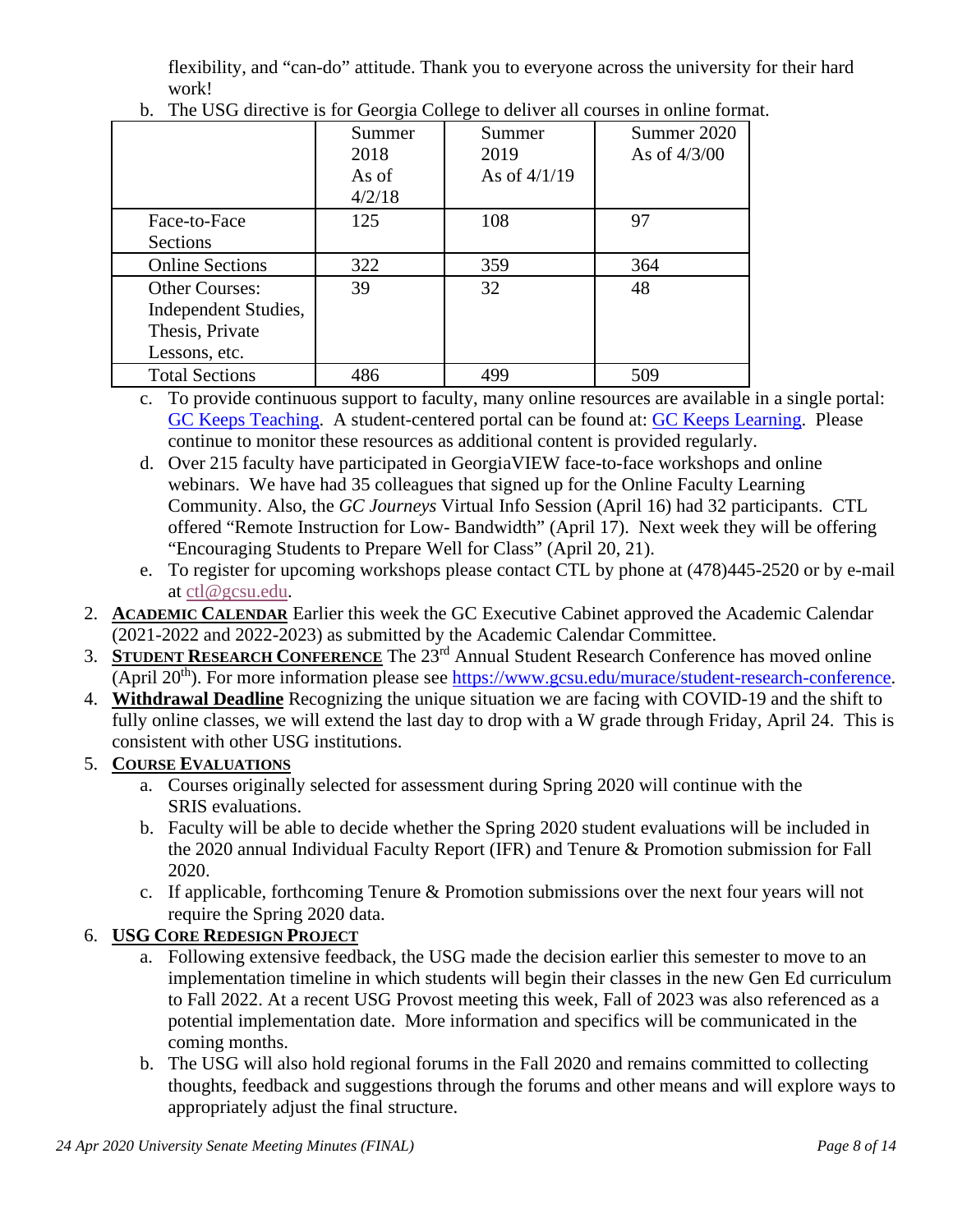flexibility, and "can-do" attitude. Thank you to everyone across the university for their hard work!

b. The USG directive is for Georgia College to deliver all courses in online format.

| | Summer 2018 As of 4/2/18 | Summer 2019 As of 4/1/19 | Summer 2020 As of 4/3/00 |
|---|---|---|---|
| Face-to-Face Sections | 125 | 108 | 97 |
| Online Sections | 322 | 359 | 364 |
| Other Courses: Independent Studies, Thesis, Private Lessons, etc. | 39 | 32 | 48 |
| Total Sections | 486 | 499 | 509 |

c. To provide continuous support to faculty, many online resources are available in a single portal: GC Keeps Teaching. A student-centered portal can be found at: GC Keeps Learning. Please continue to monitor these resources as additional content is provided regularly.

d. Over 215 faculty have participated in GeorgiaVIEW face-to-face workshops and online webinars. We have had 35 colleagues that signed up for the Online Faculty Learning Community. Also, the *GC Journeys* Virtual Info Session (April 16) had 32 participants. CTL offered "Remote Instruction for Low- Bandwidth" (April 17). Next week they will be offering "Encouraging Students to Prepare Well for Class" (April 20, 21).

e. To register for upcoming workshops please contact CTL by phone at (478)445-2520 or by e-mail at ctl@gcsu.edu.

2. **ACADEMIC CALENDAR** Earlier this week the GC Executive Cabinet approved the Academic Calendar (2021-2022 and 2022-2023) as submitted by the Academic Calendar Committee.

3. **STUDENT RESEARCH CONFERENCE** The 23rd Annual Student Research Conference has moved online (April 20th). For more information please see https://www.gcsu.edu/murace/student-research-conference.

4. **Withdrawal Deadline** Recognizing the unique situation we are facing with COVID-19 and the shift to fully online classes, we will extend the last day to drop with a W grade through Friday, April 24. This is consistent with other USG institutions.

5. **COURSE EVALUATIONS**

   a. Courses originally selected for assessment during Spring 2020 will continue with the SRIS evaluations.

   b. Faculty will be able to decide whether the Spring 2020 student evaluations will be included in the 2020 annual Individual Faculty Report (IFR) and Tenure & Promotion submission for Fall 2020.

   c. If applicable, forthcoming Tenure & Promotion submissions over the next four years will not require the Spring 2020 data.

6. **USG CORE REDESIGN PROJECT**

   a. Following extensive feedback, the USG made the decision earlier this semester to move to an implementation timeline in which students will begin their classes in the new Gen Ed curriculum to Fall 2022. At a recent USG Provost meeting this week, Fall of 2023 was also referenced as a potential implementation date. More information and specifics will be communicated in the coming months.

   b. The USG will also hold regional forums in the Fall 2020 and remains committed to collecting thoughts, feedback and suggestions through the forums and other means and will explore ways to appropriately adjust the final structure.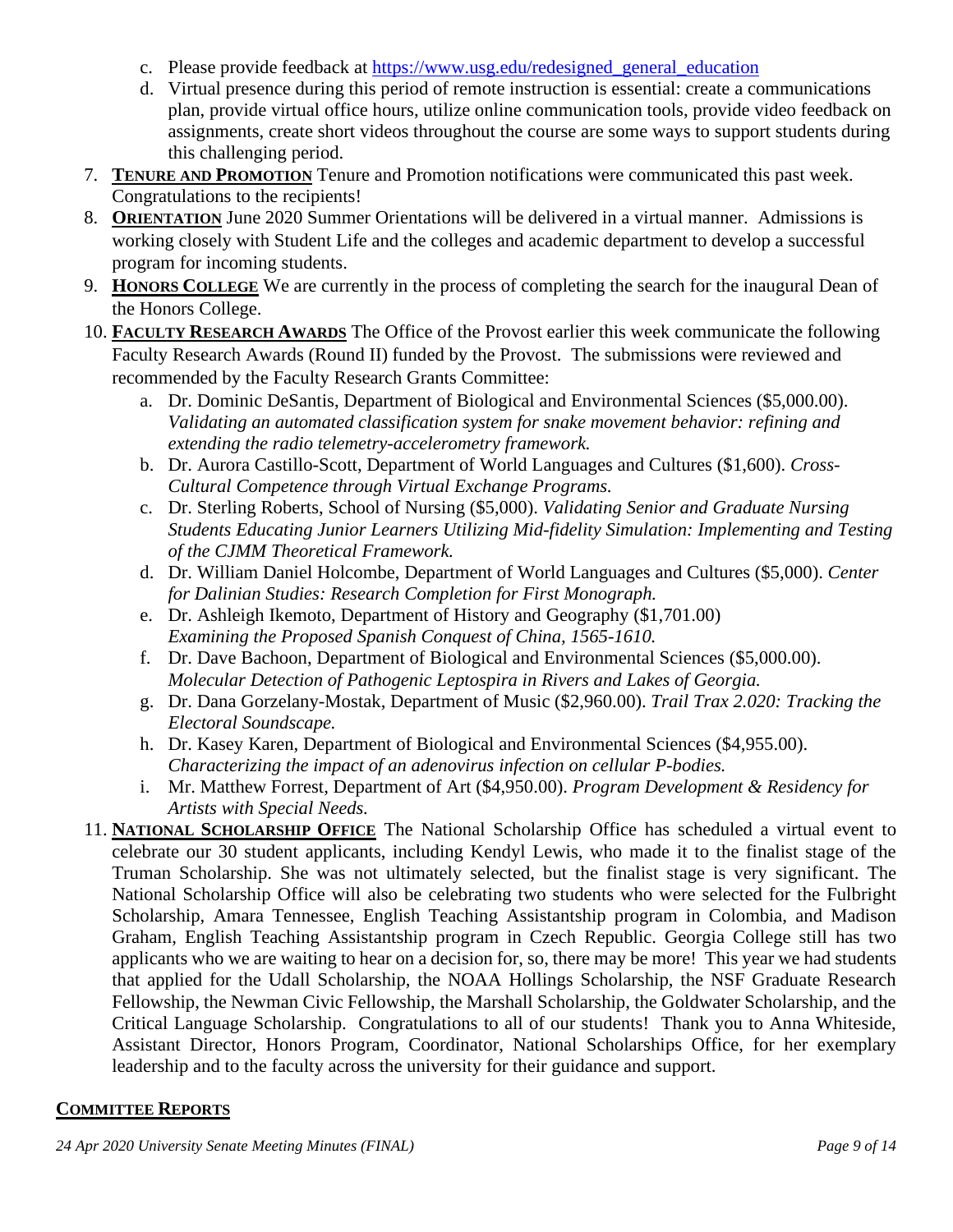c. Please provide feedback at https://www.usg.edu/redesigned_general_education
   d. Virtual presence during this period of remote instruction is essential: create a communications plan, provide virtual office hours, utilize online communication tools, provide video feedback on assignments, create short videos throughout the course are some ways to support students during this challenging period.

7. **TENURE AND PROMOTION** Tenure and Promotion notifications were communicated this past week. Congratulations to the recipients!
8. **ORIENTATION** June 2020 Summer Orientations will be delivered in a virtual manner. Admissions is working closely with Student Life and the colleges and academic department to develop a successful program for incoming students.
9. **HONORS COLLEGE** We are currently in the process of completing the search for the inaugural Dean of the Honors College.
10. **FACULTY RESEARCH AWARDS** The Office of the Provost earlier this week communicate the following Faculty Research Awards (Round II) funded by the Provost. The submissions were reviewed and recommended by the Faculty Research Grants Committee:
    a. Dr. Dominic DeSantis, Department of Biological and Environmental Sciences ($5,000.00). *Validating an automated classification system for snake movement behavior: refining and extending the radio telemetry-accelerometry framework.*
    b. Dr. Aurora Castillo-Scott, Department of World Languages and Cultures ($1,600). *Cross-Cultural Competence through Virtual Exchange Programs.*
    c. Dr. Sterling Roberts, School of Nursing ($5,000). *Validating Senior and Graduate Nursing Students Educating Junior Learners Utilizing Mid-fidelity Simulation: Implementing and Testing of the CJMM Theoretical Framework.*
    d. Dr. William Daniel Holcombe, Department of World Languages and Cultures ($5,000). *Center for Dalinian Studies: Research Completion for First Monograph.*
    e. Dr. Ashleigh Ikemoto, Department of History and Geography ($1,701.00) *Examining the Proposed Spanish Conquest of China, 1565-1610.*
    f. Dr. Dave Bachoon, Department of Biological and Environmental Sciences ($5,000.00). *Molecular Detection of Pathogenic Leptospira in Rivers and Lakes of Georgia.*
    g. Dr. Dana Gorzelany-Mostak, Department of Music ($2,960.00). *Trail Trax 2.020: Tracking the Electoral Soundscape.*
    h. Dr. Kasey Karen, Department of Biological and Environmental Sciences ($4,955.00). *Characterizing the impact of an adenovirus infection on cellular P-bodies.*
    i. Mr. Matthew Forrest, Department of Art ($4,950.00). *Program Development & Residency for Artists with Special Needs.*
11. **NATIONAL SCHOLARSHIP OFFICE** The National Scholarship Office has scheduled a virtual event to celebrate our 30 student applicants, including Kendyl Lewis, who made it to the finalist stage of the Truman Scholarship. She was not ultimately selected, but the finalist stage is very significant. The National Scholarship Office will also be celebrating two students who were selected for the Fulbright Scholarship, Amara Tennessee, English Teaching Assistantship program in Colombia, and Madison Graham, English Teaching Assistantship program in Czech Republic. Georgia College still has two applicants who we are waiting to hear on a decision for, so, there may be more! This year we had students that applied for the Udall Scholarship, the NOAA Hollings Scholarship, the NSF Graduate Research Fellowship, the Newman Civic Fellowship, the Marshall Scholarship, the Goldwater Scholarship, and the Critical Language Scholarship. Congratulations to all of our students! Thank you to Anna Whiteside, Assistant Director, Honors Program, Coordinator, National Scholarships Office, for her exemplary leadership and to the faculty across the university for their guidance and support.

## COMMITTEE REPORTS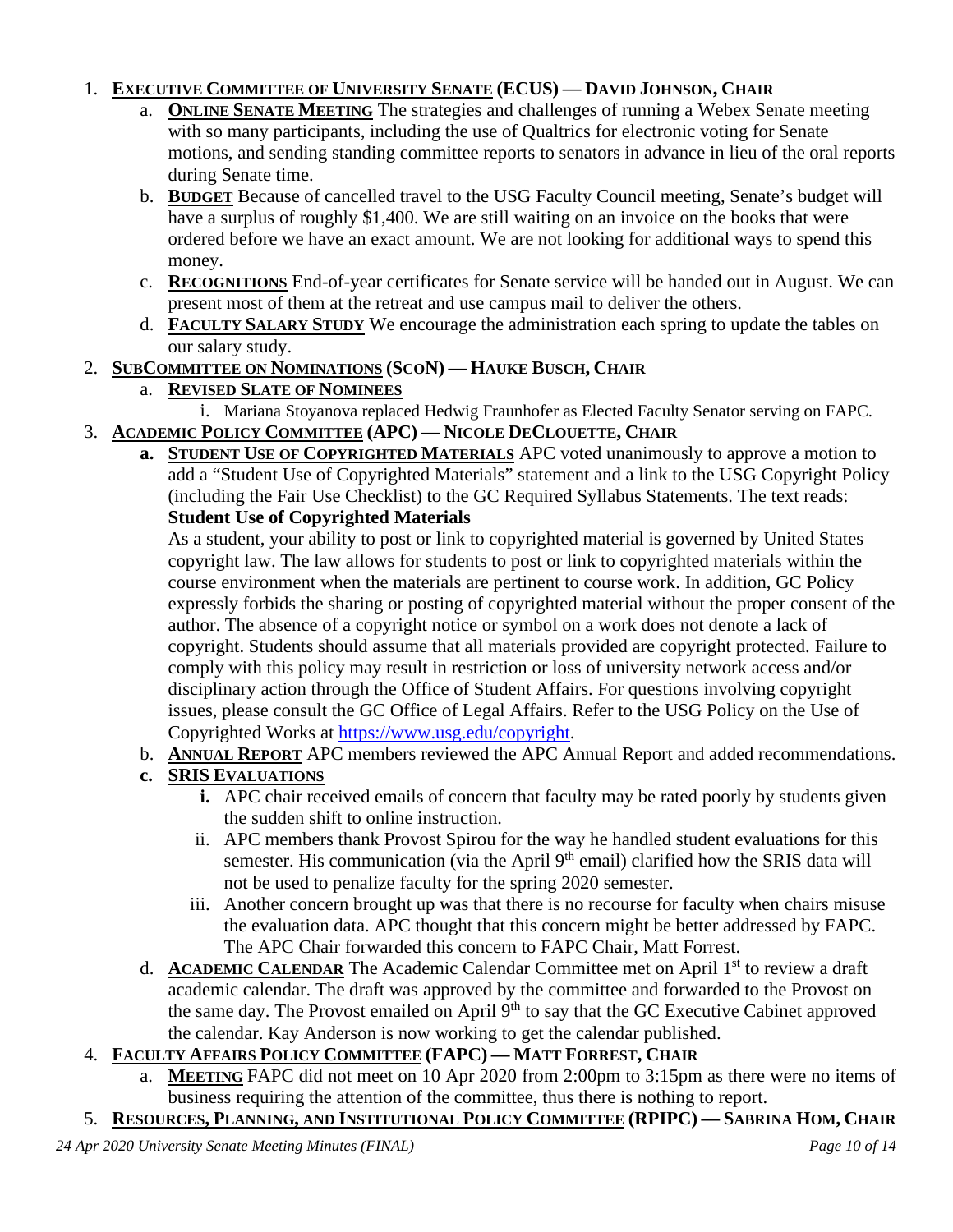1. **EXECUTIVE COMMITTEE OF UNIVERSITY SENATE (ECUS) — DAVID JOHNSON, CHAIR**
   a. **ONLINE SENATE MEETING** The strategies and challenges of running a Webex Senate meeting with so many participants, including the use of Qualtrics for electronic voting for Senate motions, and sending standing committee reports to senators in advance in lieu of the oral reports during Senate time.
   b. **BUDGET** Because of cancelled travel to the USG Faculty Council meeting, Senate's budget will have a surplus of roughly $1,400. We are still waiting on an invoice on the books that were ordered before we have an exact amount. We are not looking for additional ways to spend this money.
   c. **RECOGNITIONS** End-of-year certificates for Senate service will be handed out in August. We can present most of them at the retreat and use campus mail to deliver the others.
   d. **FACULTY SALARY STUDY** We encourage the administration each spring to update the tables on our salary study.
2. **SUBCOMMITTEE ON NOMINATIONS (SCON) — HAUKE BUSCH, CHAIR**
   a. **REVISED SLATE OF NOMINEES**
      i. Mariana Stoyanova replaced Hedwig Fraunhofer as Elected Faculty Senator serving on FAPC.
3. **ACADEMIC POLICY COMMITTEE (APC) — NICOLE DECLOUETTE, CHAIR**
   a. **STUDENT USE OF COPYRIGHTED MATERIALS** APC voted unanimously to approve a motion to add a "Student Use of Copyrighted Materials" statement and a link to the USG Copyright Policy (including the Fair Use Checklist) to the GC Required Syllabus Statements. The text reads:
      **Student Use of Copyrighted Materials**
      As a student, your ability to post or link to copyrighted material is governed by United States copyright law. The law allows for students to post or link to copyrighted materials within the course environment when the materials are pertinent to course work. In addition, GC Policy expressly forbids the sharing or posting of copyrighted material without the proper consent of the author. The absence of a copyright notice or symbol on a work does not denote a lack of copyright. Students should assume that all materials provided are copyright protected. Failure to comply with this policy may result in restriction or loss of university network access and/or disciplinary action through the Office of Student Affairs. For questions involving copyright issues, please consult the GC Office of Legal Affairs. Refer to the USG Policy on the Use of Copyrighted Works at https://www.usg.edu/copyright.
   b. **ANNUAL REPORT** APC members reviewed the APC Annual Report and added recommendations.
   c. **SRIS EVALUATIONS**
      i. APC chair received emails of concern that faculty may be rated poorly by students given the sudden shift to online instruction.
      ii. APC members thank Provost Spirou for the way he handled student evaluations for this semester. His communication (via the April 9th email) clarified how the SRIS data will not be used to penalize faculty for the spring 2020 semester.
      iii. Another concern brought up was that there is no recourse for faculty when chairs misuse the evaluation data. APC thought that this concern might be better addressed by FAPC. The APC Chair forwarded this concern to FAPC Chair, Matt Forrest.
   d. **ACADEMIC CALENDAR** The Academic Calendar Committee met on April 1st to review a draft academic calendar. The draft was approved by the committee and forwarded to the Provost on the same day. The Provost emailed on April 9th to say that the GC Executive Cabinet approved the calendar. Kay Anderson is now working to get the calendar published.
4. **FACULTY AFFAIRS POLICY COMMITTEE (FAPC) — MATT FORREST, CHAIR**
   a. **MEETING** FAPC did not meet on 10 Apr 2020 from 2:00pm to 3:15pm as there were no items of business requiring the attention of the committee, thus there is nothing to report.
5. **RESOURCES, PLANNING, AND INSTITUTIONAL POLICY COMMITTEE (RPIPC) — SABRINA HOM, CHAIR**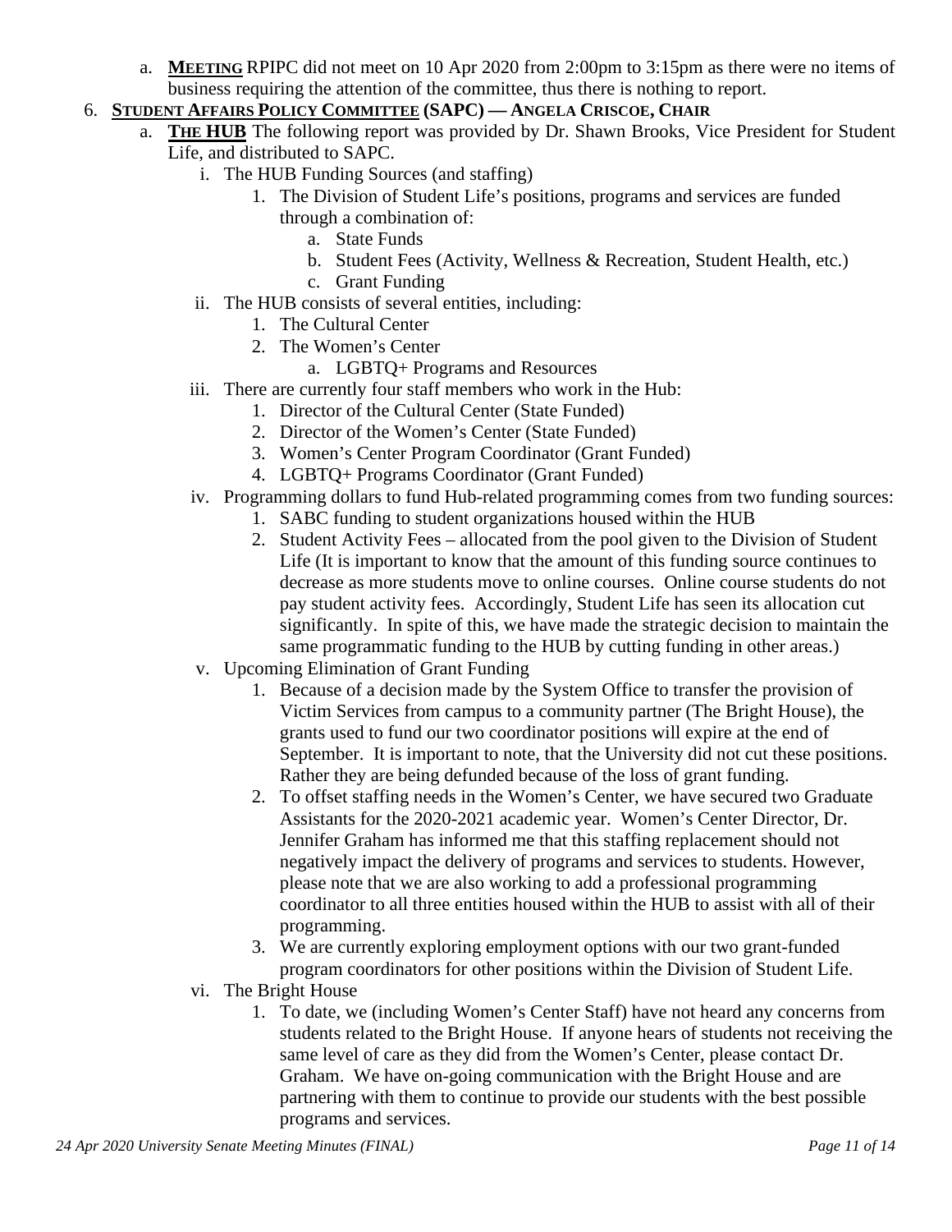a. **MEETING** RPIPC did not meet on 10 Apr 2020 from 2:00pm to 3:15pm as there were no items of business requiring the attention of the committee, thus there is nothing to report.

6. **STUDENT AFFAIRS POLICY COMMITTEE (SAPC) — ANGELA CRISCOE, CHAIR**
   a. **THE HUB** The following report was provided by Dr. Shawn Brooks, Vice President for Student Life, and distributed to SAPC.
      i. The HUB Funding Sources (and staffing)
         1. The Division of Student Life's positions, programs and services are funded through a combination of:
            a. State Funds
            b. Student Fees (Activity, Wellness & Recreation, Student Health, etc.)
            c. Grant Funding
      ii. The HUB consists of several entities, including:
         1. The Cultural Center
         2. The Women's Center
            a. LGBTQ+ Programs and Resources
      iii. There are currently four staff members who work in the Hub:
         1. Director of the Cultural Center (State Funded)
         2. Director of the Women's Center (State Funded)
         3. Women's Center Program Coordinator (Grant Funded)
         4. LGBTQ+ Programs Coordinator (Grant Funded)
      iv. Programming dollars to fund Hub-related programming comes from two funding sources:
         1. SABC funding to student organizations housed within the HUB
         2. Student Activity Fees – allocated from the pool given to the Division of Student Life (It is important to know that the amount of this funding source continues to decrease as more students move to online courses. Online course students do not pay student activity fees. Accordingly, Student Life has seen its allocation cut significantly. In spite of this, we have made the strategic decision to maintain the same programmatic funding to the HUB by cutting funding in other areas.)
      v. Upcoming Elimination of Grant Funding
         1. Because of a decision made by the System Office to transfer the provision of Victim Services from campus to a community partner (The Bright House), the grants used to fund our two coordinator positions will expire at the end of September. It is important to note, that the University did not cut these positions. Rather they are being defunded because of the loss of grant funding.
         2. To offset staffing needs in the Women's Center, we have secured two Graduate Assistants for the 2020-2021 academic year. Women's Center Director, Dr. Jennifer Graham has informed me that this staffing replacement should not negatively impact the delivery of programs and services to students. However, please note that we are also working to add a professional programming coordinator to all three entities housed within the HUB to assist with all of their programming.
         3. We are currently exploring employment options with our two grant-funded program coordinators for other positions within the Division of Student Life.
      vi. The Bright House
         1. To date, we (including Women's Center Staff) have not heard any concerns from students related to the Bright House. If anyone hears of students not receiving the same level of care as they did from the Women's Center, please contact Dr. Graham. We have on-going communication with the Bright House and are partnering with them to continue to provide our students with the best possible programs and services.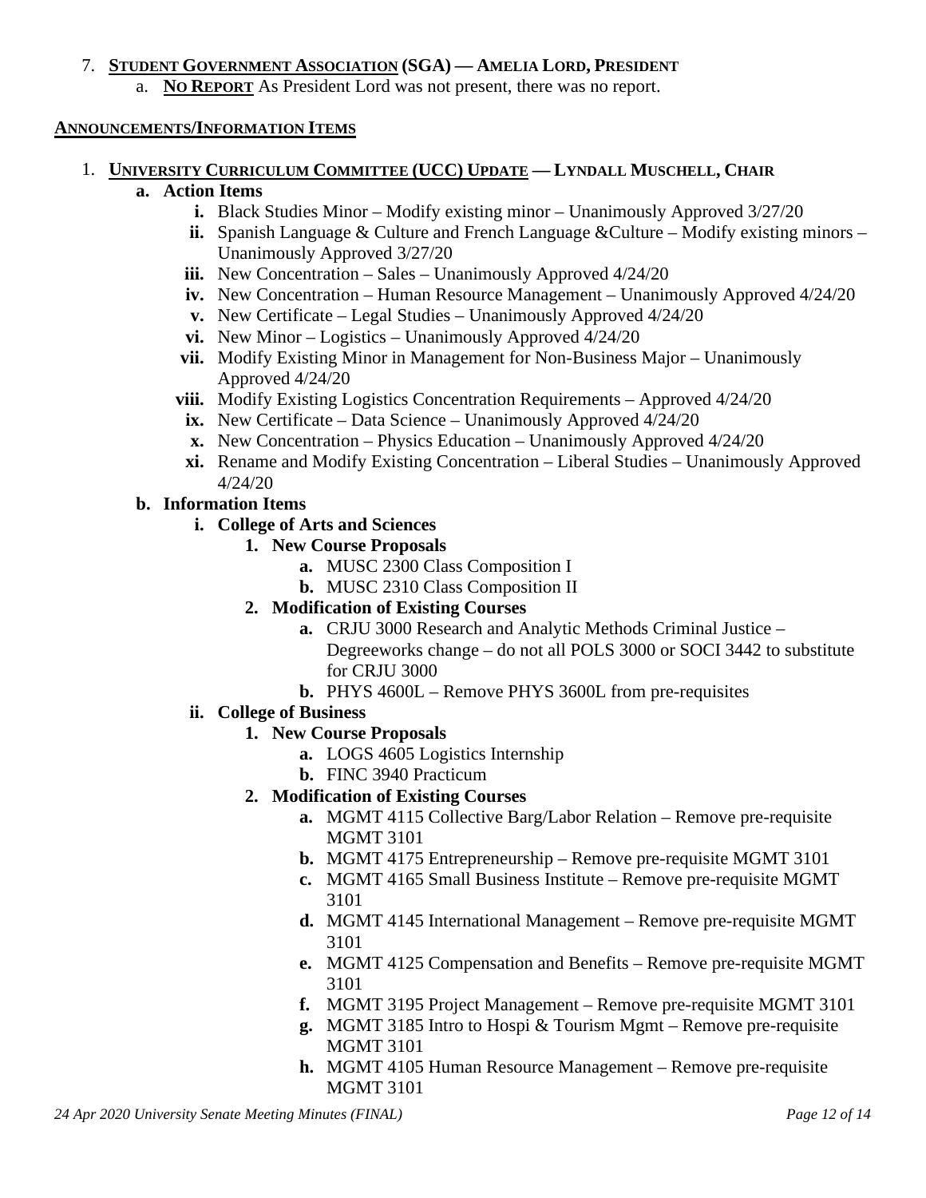7. **STUDENT GOVERNMENT ASSOCIATION (SGA) — AMELIA LORD, PRESIDENT**
   a. **NO REPORT** As President Lord was not present, there was no report.

**ANNOUNCEMENTS/INFORMATION ITEMS**

1. **UNIVERSITY CURRICULUM COMMITTEE (UCC) UPDATE — LYNDALL MUSCHELL, CHAIR**
   - **a. Action Items**
     - **i.** Black Studies Minor – Modify existing minor – Unanimously Approved 3/27/20
     - **ii.** Spanish Language & Culture and French Language &Culture – Modify existing minors – Unanimously Approved 3/27/20
     - **iii.** New Concentration – Sales – Unanimously Approved 4/24/20
     - **iv.** New Concentration – Human Resource Management – Unanimously Approved 4/24/20
     - **v.** New Certificate – Legal Studies – Unanimously Approved 4/24/20
     - **vi.** New Minor – Logistics – Unanimously Approved 4/24/20
     - **vii.** Modify Existing Minor in Management for Non-Business Major – Unanimously Approved 4/24/20
     - **viii.** Modify Existing Logistics Concentration Requirements – Approved 4/24/20
     - **ix.** New Certificate – Data Science – Unanimously Approved 4/24/20
     - **x.** New Concentration – Physics Education – Unanimously Approved 4/24/20
     - **xi.** Rename and Modify Existing Concentration – Liberal Studies – Unanimously Approved 4/24/20
   - **b. Information Items**
     - **i. College of Arts and Sciences**
       - **1. New Course Proposals**
         - **a.** MUSC 2300 Class Composition I
         - **b.** MUSC 2310 Class Composition II
       - **2. Modification of Existing Courses**
         - **a.** CRJU 3000 Research and Analytic Methods Criminal Justice – Degreeworks change – do not all POLS 3000 or SOCI 3442 to substitute for CRJU 3000
         - **b.** PHYS 4600L – Remove PHYS 3600L from pre-requisites
     - **ii. College of Business**
       - **1. New Course Proposals**
         - **a.** LOGS 4605 Logistics Internship
         - **b.** FINC 3940 Practicum
       - **2. Modification of Existing Courses**
         - **a.** MGMT 4115 Collective Barg/Labor Relation – Remove pre-requisite MGMT 3101
         - **b.** MGMT 4175 Entrepreneurship – Remove pre-requisite MGMT 3101
         - **c.** MGMT 4165 Small Business Institute – Remove pre-requisite MGMT 3101
         - **d.** MGMT 4145 International Management – Remove pre-requisite MGMT 3101
         - **e.** MGMT 4125 Compensation and Benefits – Remove pre-requisite MGMT 3101
         - **f.** MGMT 3195 Project Management – Remove pre-requisite MGMT 3101
         - **g.** MGMT 3185 Intro to Hospi & Tourism Mgmt – Remove pre-requisite MGMT 3101
         - **h.** MGMT 4105 Human Resource Management – Remove pre-requisite MGMT 3101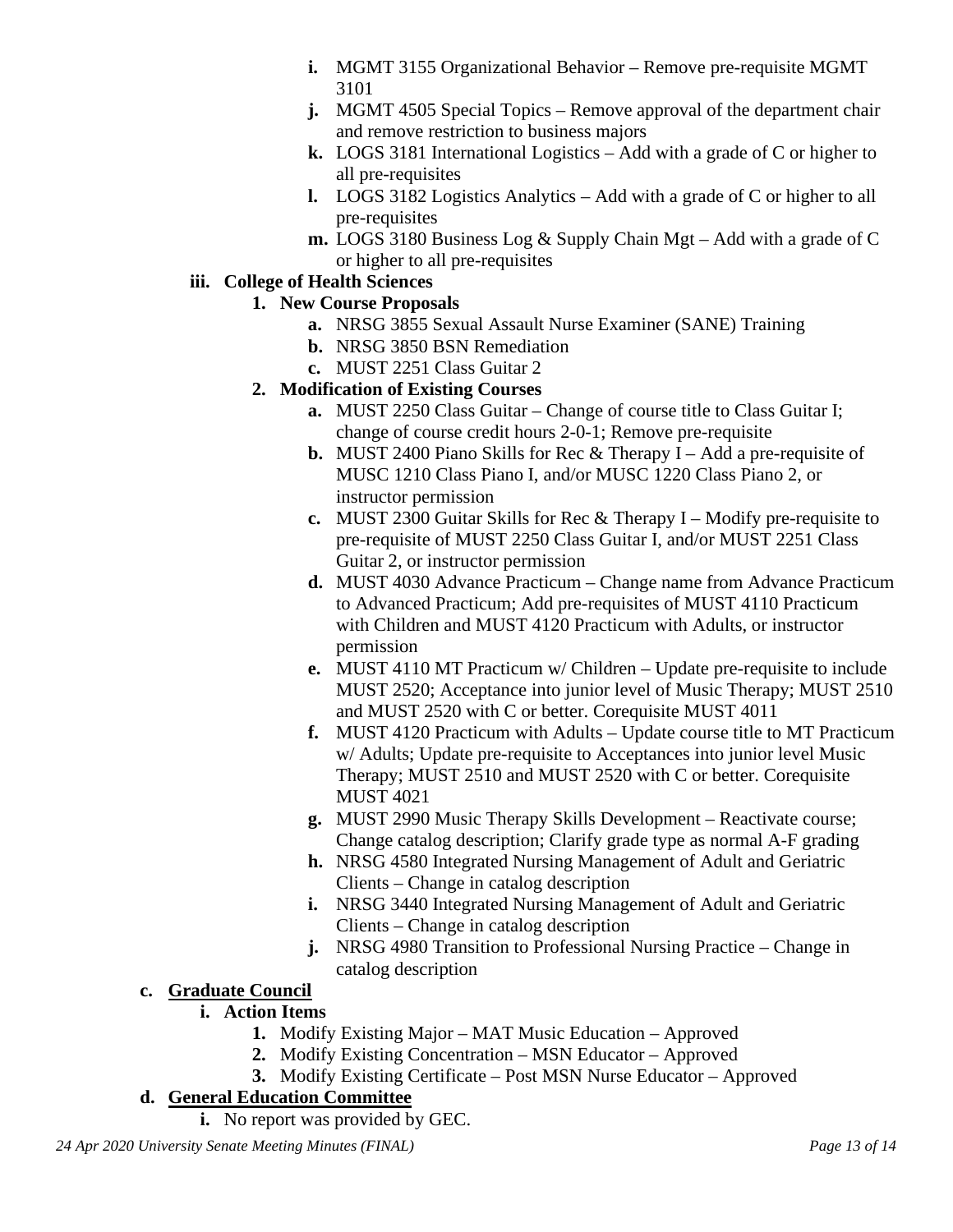- **i.** MGMT 3155 Organizational Behavior – Remove pre-requisite MGMT 3101
- **j.** MGMT 4505 Special Topics – Remove approval of the department chair and remove restriction to business majors
- **k.** LOGS 3181 International Logistics – Add with a grade of C or higher to all pre-requisites
- **l.** LOGS 3182 Logistics Analytics – Add with a grade of C or higher to all pre-requisites
- **m.** LOGS 3180 Business Log & Supply Chain Mgt – Add with a grade of C or higher to all pre-requisites

**iii. College of Health Sciences**

**1. New Course Proposals**

- **a.** NRSG 3855 Sexual Assault Nurse Examiner (SANE) Training
- **b.** NRSG 3850 BSN Remediation
- **c.** MUST 2251 Class Guitar 2

**2. Modification of Existing Courses**

- **a.** MUST 2250 Class Guitar – Change of course title to Class Guitar I; change of course credit hours 2-0-1; Remove pre-requisite
- **b.** MUST 2400 Piano Skills for Rec & Therapy I – Add a pre-requisite of MUSC 1210 Class Piano I, and/or MUSC 1220 Class Piano 2, or instructor permission
- **c.** MUST 2300 Guitar Skills for Rec & Therapy I – Modify pre-requisite to pre-requisite of MUST 2250 Class Guitar I, and/or MUST 2251 Class Guitar 2, or instructor permission
- **d.** MUST 4030 Advance Practicum – Change name from Advance Practicum to Advanced Practicum; Add pre-requisites of MUST 4110 Practicum with Children and MUST 4120 Practicum with Adults, or instructor permission
- **e.** MUST 4110 MT Practicum w/ Children – Update pre-requisite to include MUST 2520; Acceptance into junior level of Music Therapy; MUST 2510 and MUST 2520 with C or better. Corequisite MUST 4011
- **f.** MUST 4120 Practicum with Adults – Update course title to MT Practicum w/ Adults; Update pre-requisite to Acceptances into junior level Music Therapy; MUST 2510 and MUST 2520 with C or better. Corequisite MUST 4021
- **g.** MUST 2990 Music Therapy Skills Development – Reactivate course; Change catalog description; Clarify grade type as normal A-F grading
- **h.** NRSG 4580 Integrated Nursing Management of Adult and Geriatric Clients – Change in catalog description
- **i.** NRSG 3440 Integrated Nursing Management of Adult and Geriatric Clients – Change in catalog description
- **j.** NRSG 4980 Transition to Professional Nursing Practice – Change in catalog description

**c. <u>Graduate Council</u>**

**i. Action Items**

1. Modify Existing Major – MAT Music Education – Approved
2. Modify Existing Concentration – MSN Educator – Approved
3. Modify Existing Certificate – Post MSN Nurse Educator – Approved

**d. <u>General Education Committee</u>**

- **i.** No report was provided by GEC.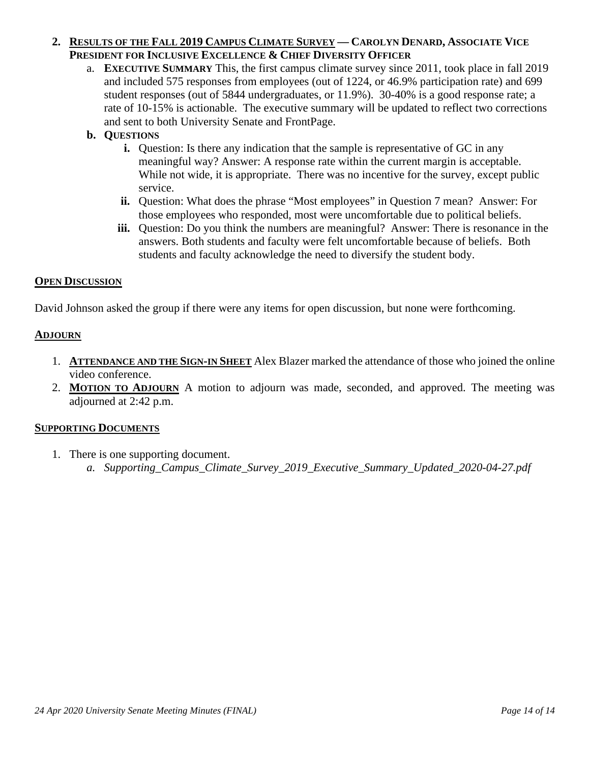2. **RESULTS OF THE FALL 2019 CAMPUS CLIMATE SURVEY — CAROLYN DENARD, ASSOCIATE VICE PRESIDENT FOR INCLUSIVE EXCELLENCE & CHIEF DIVERSITY OFFICER**
   a. **EXECUTIVE SUMMARY** This, the first campus climate survey since 2011, took place in fall 2019 and included 575 responses from employees (out of 1224, or 46.9% participation rate) and 699 student responses (out of 5844 undergraduates, or 11.9%). 30-40% is a good response rate; a rate of 10-15% is actionable. The executive summary will be updated to reflect two corrections and sent to both University Senate and FrontPage.
   
   b. **QUESTIONS**
      i. Question: Is there any indication that the sample is representative of GC in any meaningful way? Answer: A response rate within the current margin is acceptable. While not wide, it is appropriate. There was no incentive for the survey, except public service.
      ii. Question: What does the phrase "Most employees" in Question 7 mean? Answer: For those employees who responded, most were uncomfortable due to political beliefs.
      iii. Question: Do you think the numbers are meaningful? Answer: There is resonance in the answers. Both students and faculty were felt uncomfortable because of beliefs. Both students and faculty acknowledge the need to diversify the student body.

## OPEN DISCUSSION

David Johnson asked the group if there were any items for open discussion, but none were forthcoming.

## ADJOURN

1. **ATTENDANCE AND THE SIGN-IN SHEET** Alex Blazer marked the attendance of those who joined the online video conference.
2. **MOTION TO ADJOURN** A motion to adjourn was made, seconded, and approved. The meeting was adjourned at 2:42 p.m.

## SUPPORTING DOCUMENTS

1. There is one supporting document.
   a. *Supporting_Campus_Climate_Survey_2019_Executive_Summary_Updated_2020-04-27.pdf*